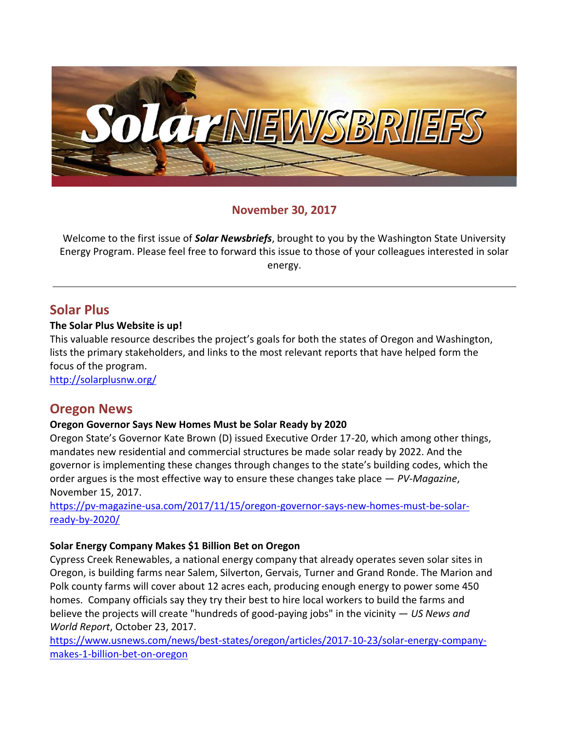# Solar NEWSBRIEFS

**November 30, 2017**

Welcome to the first issue of ***Solar Newsbriefs***, brought to you by the Washington State University Energy Program. Please feel free to forward this issue to those of your colleagues interested in solar energy.

---

## Solar Plus

**The Solar Plus Website is up!**

This valuable resource describes the project's goals for both the states of Oregon and Washington, lists the primary stakeholders, and links to the most relevant reports that have helped form the focus of the program.

http://solarplusnw.org/

## Oregon News

**Oregon Governor Says New Homes Must be Solar Ready by 2020**

Oregon State's Governor Kate Brown (D) issued Executive Order 17-20, which among other things, mandates new residential and commercial structures be made solar ready by 2022. And the governor is implementing these changes through changes to the state's building codes, which the order argues is the most effective way to ensure these changes take place — *PV-Magazine*, November 15, 2017.

https://pv-magazine-usa.com/2017/11/15/oregon-governor-says-new-homes-must-be-solar-ready-by-2020/

**Solar Energy Company Makes $1 Billion Bet on Oregon**

Cypress Creek Renewables, a national energy company that already operates seven solar sites in Oregon, is building farms near Salem, Silverton, Gervais, Turner and Grand Ronde. The Marion and Polk county farms will cover about 12 acres each, producing enough energy to power some 450 homes. Company officials say they try their best to hire local workers to build the farms and believe the projects will create "hundreds of good-paying jobs" in the vicinity — *US News and World Report*, October 23, 2017.

https://www.usnews.com/news/best-states/oregon/articles/2017-10-23/solar-energy-company-makes-1-billion-bet-on-oregon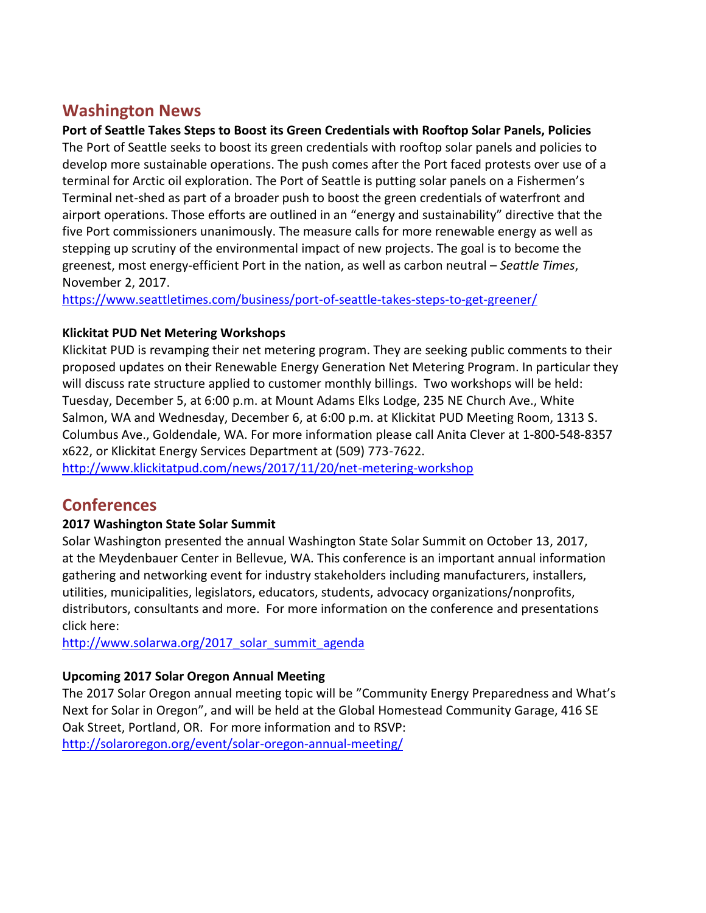## Washington News

**Port of Seattle Takes Steps to Boost its Green Credentials with Rooftop Solar Panels, Policies**

The Port of Seattle seeks to boost its green credentials with rooftop solar panels and policies to develop more sustainable operations. The push comes after the Port faced protests over use of a terminal for Arctic oil exploration. The Port of Seattle is putting solar panels on a Fishermen's Terminal net-shed as part of a broader push to boost the green credentials of waterfront and airport operations. Those efforts are outlined in an "energy and sustainability" directive that the five Port commissioners unanimously. The measure calls for more renewable energy as well as stepping up scrutiny of the environmental impact of new projects. The goal is to become the greenest, most energy-efficient Port in the nation, as well as carbon neutral – *Seattle Times*, November 2, 2017.
https://www.seattletimes.com/business/port-of-seattle-takes-steps-to-get-greener/

**Klickitat PUD Net Metering Workshops**

Klickitat PUD is revamping their net metering program. They are seeking public comments to their proposed updates on their Renewable Energy Generation Net Metering Program. In particular they will discuss rate structure applied to customer monthly billings. Two workshops will be held: Tuesday, December 5, at 6:00 p.m. at Mount Adams Elks Lodge, 235 NE Church Ave., White Salmon, WA and Wednesday, December 6, at 6:00 p.m. at Klickitat PUD Meeting Room, 1313 S. Columbus Ave., Goldendale, WA. For more information please call Anita Clever at 1-800-548-8357 x622, or Klickitat Energy Services Department at (509) 773-7622.
http://www.klickitatpud.com/news/2017/11/20/net-metering-workshop

## Conferences

**2017 Washington State Solar Summit**

Solar Washington presented the annual Washington State Solar Summit on October 13, 2017, at the Meydenbauer Center in Bellevue, WA. This conference is an important annual information gathering and networking event for industry stakeholders including manufacturers, installers, utilities, municipalities, legislators, educators, students, advocacy organizations/nonprofits, distributors, consultants and more. For more information on the conference and presentations click here:
http://www.solarwa.org/2017_solar_summit_agenda

**Upcoming 2017 Solar Oregon Annual Meeting**

The 2017 Solar Oregon annual meeting topic will be "Community Energy Preparedness and What's Next for Solar in Oregon", and will be held at the Global Homestead Community Garage, 416 SE Oak Street, Portland, OR. For more information and to RSVP:
http://solaroregon.org/event/solar-oregon-annual-meeting/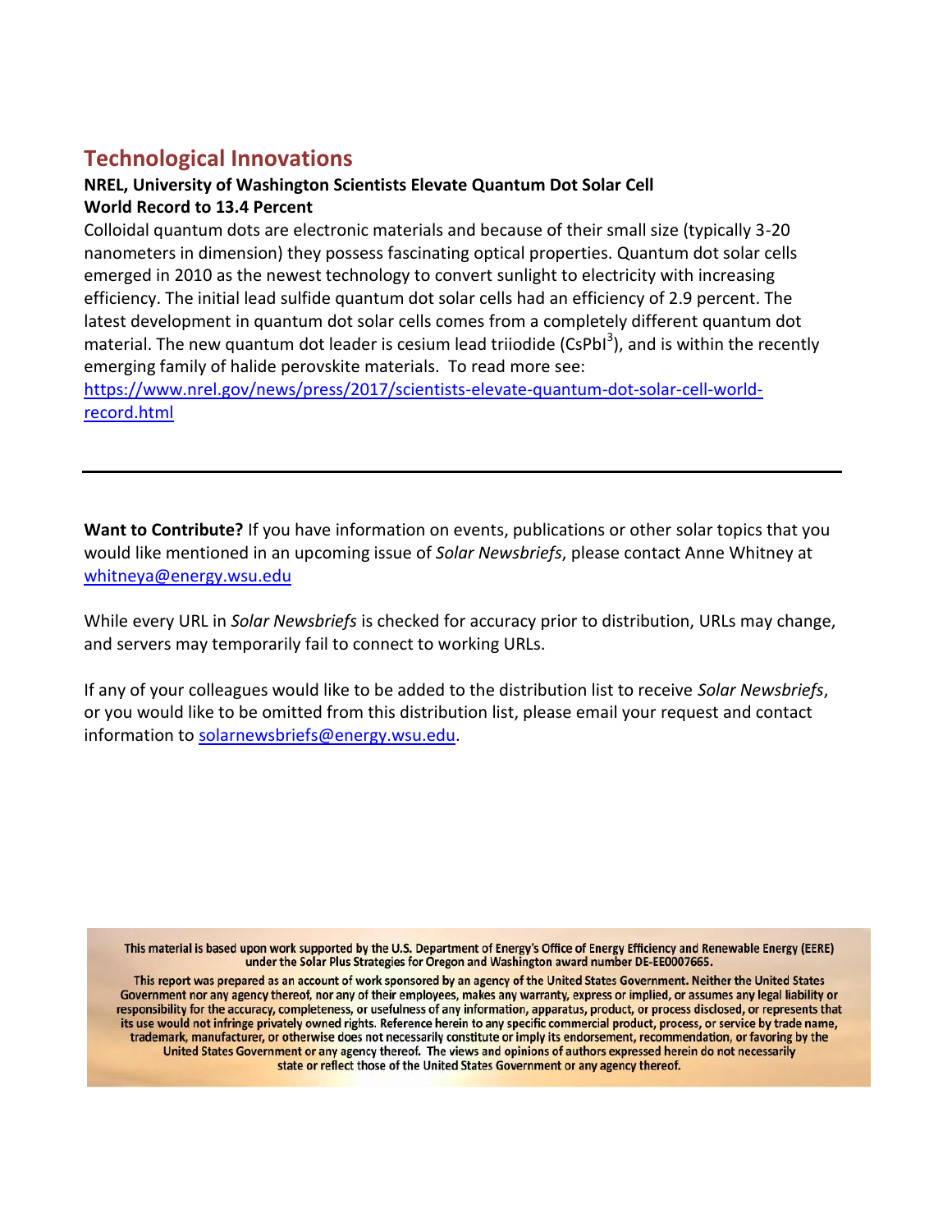## Technological Innovations

**NREL, University of Washington Scientists Elevate Quantum Dot Solar Cell World Record to 13.4 Percent**

Colloidal quantum dots are electronic materials and because of their small size (typically 3-20 nanometers in dimension) they possess fascinating optical properties. Quantum dot solar cells emerged in 2010 as the newest technology to convert sunlight to electricity with increasing efficiency. The initial lead sulfide quantum dot solar cells had an efficiency of 2.9 percent. The latest development in quantum dot solar cells comes from a completely different quantum dot material. The new quantum dot leader is cesium lead triiodide ($CsPbI^3$), and is within the recently emerging family of halide perovskite materials. To read more see: https://www.nrel.gov/news/press/2017/scientists-elevate-quantum-dot-solar-cell-world-record.html

---

**Want to Contribute?** If you have information on events, publications or other solar topics that you would like mentioned in an upcoming issue of *Solar Newsbriefs*, please contact Anne Whitney at whitneya@energy.wsu.edu

While every URL in *Solar Newsbriefs* is checked for accuracy prior to distribution, URLs may change, and servers may temporarily fail to connect to working URLs.

If any of your colleagues would like to be added to the distribution list to receive *Solar Newsbriefs*, or you would like to be omitted from this distribution list, please email your request and contact information to solarnewsbriefs@energy.wsu.edu.

This material is based upon work supported by the U.S. Department of Energy's Office of Energy Efficiency and Renewable Energy (EERE) under the Solar Plus Strategies for Oregon and Washington award number DE-EE0007665.

This report was prepared as an account of work sponsored by an agency of the United States Government. Neither the United States Government nor any agency thereof, nor any of their employees, makes any warranty, express or implied, or assumes any legal liability or responsibility for the accuracy, completeness, or usefulness of any information, apparatus, product, or process disclosed, or represents that its use would not infringe privately owned rights. Reference herein to any specific commercial product, process, or service by trade name, trademark, manufacturer, or otherwise does not necessarily constitute or imply its endorsement, recommendation, or favoring by the United States Government or any agency thereof. The views and opinions of authors expressed herein do not necessarily state or reflect those of the United States Government or any agency thereof.